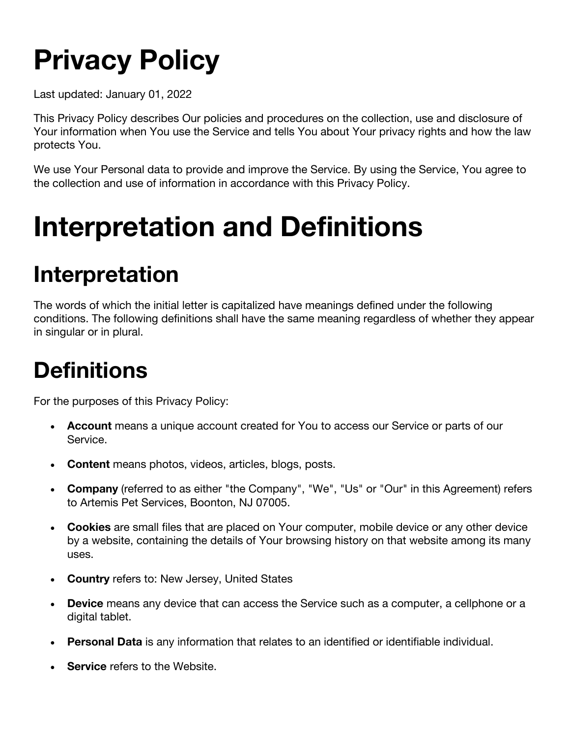# Privacy Policy

Last updated: January 01, 2022

This Privacy Policy describes Our policies and procedures on the collection, use and disclosure of Your information when You use the Service and tells You about Your privacy rights and how the law protects You.

We use Your Personal data to provide and improve the Service. By using the Service, You agree to the collection and use of information in accordance with this Privacy Policy.

# Interpretation and Definitions

## Interpretation

The words of which the initial letter is capitalized have meanings defined under the following conditions. The following definitions shall have the same meaning regardless of whether they appear in singular or in plural.

## Definitions

For the purposes of this Privacy Policy:

- **Account** means a unique account created for You to access our Service or parts of our Service.
- **Content** means photos, videos, articles, blogs, posts.
- **Company** (referred to as either "the Company", "We", "Us" or "Our" in this Agreement) refers to Artemis Pet Services, Boonton, NJ 07005.
- **Cookies** are small files that are placed on Your computer, mobile device or any other device by a website, containing the details of Your browsing history on that website among its many uses.
- **Country** refers to: New Jersey, United States
- **Device** means any device that can access the Service such as a computer, a cellphone or a digital tablet.
- **Personal Data** is any information that relates to an identified or identifiable individual.
- **Service** refers to the Website.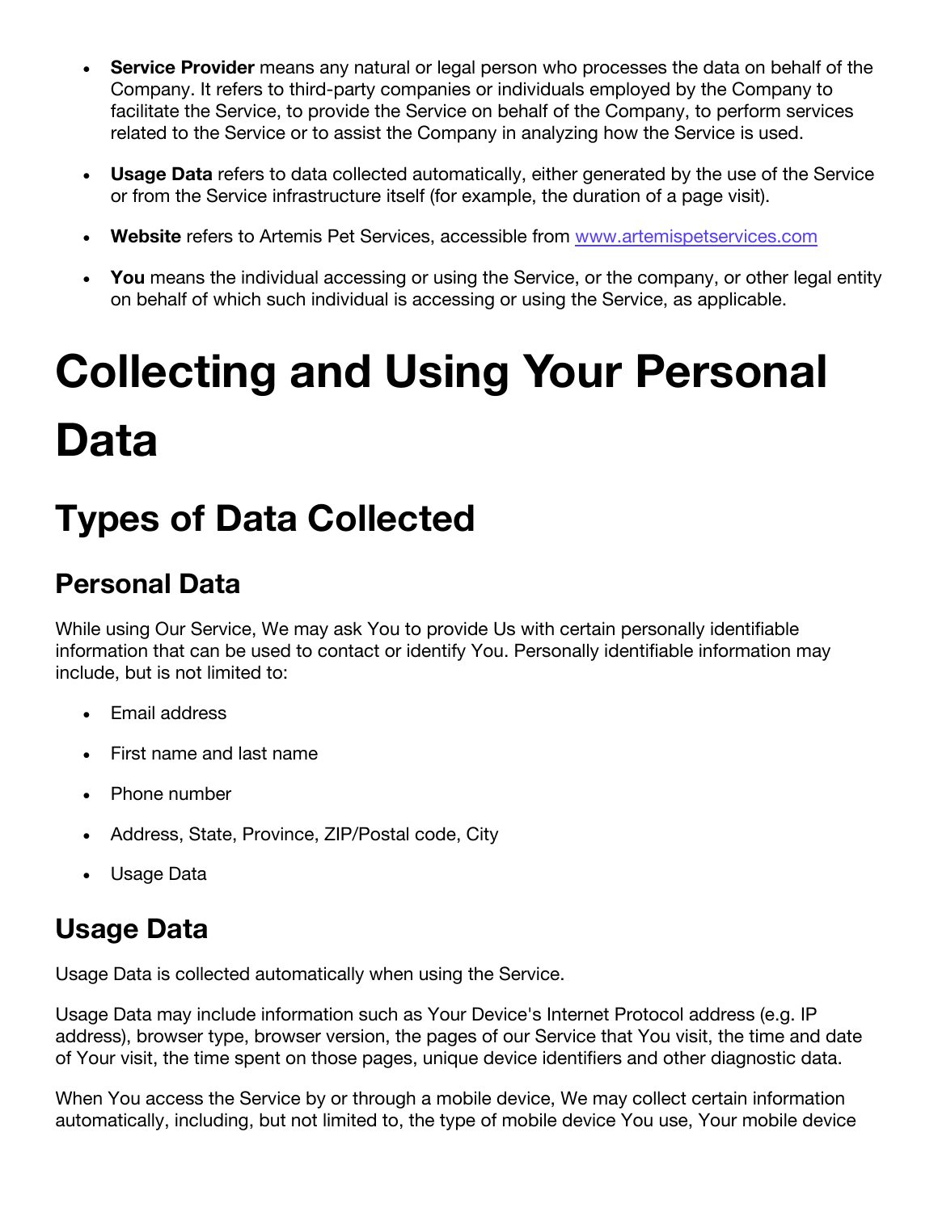- **Service Provider** means any natural or legal person who processes the data on behalf of the Company. It refers to third-party companies or individuals employed by the Company to facilitate the Service, to provide the Service on behalf of the Company, to perform services related to the Service or to assist the Company in analyzing how the Service is used.

- **Usage Data** refers to data collected automatically, either generated by the use of the Service or from the Service infrastructure itself (for example, the duration of a page visit).

- **Website** refers to Artemis Pet Services, accessible from [www.artemispetservices.com](http://www.artemispetservices.com)

- **You** means the individual accessing or using the Service, or the company, or other legal entity on behalf of which such individual is accessing or using the Service, as applicable.

# Collecting and Using Your Personal Data

## Types of Data Collected

### Personal Data

While using Our Service, We may ask You to provide Us with certain personally identifiable information that can be used to contact or identify You. Personally identifiable information may include, but is not limited to:

- Email address
- First name and last name
- Phone number
- Address, State, Province, ZIP/Postal code, City
- Usage Data

### Usage Data

Usage Data is collected automatically when using the Service.

Usage Data may include information such as Your Device's Internet Protocol address (e.g. IP address), browser type, browser version, the pages of our Service that You visit, the time and date of Your visit, the time spent on those pages, unique device identifiers and other diagnostic data.

When You access the Service by or through a mobile device, We may collect certain information automatically, including, but not limited to, the type of mobile device You use, Your mobile device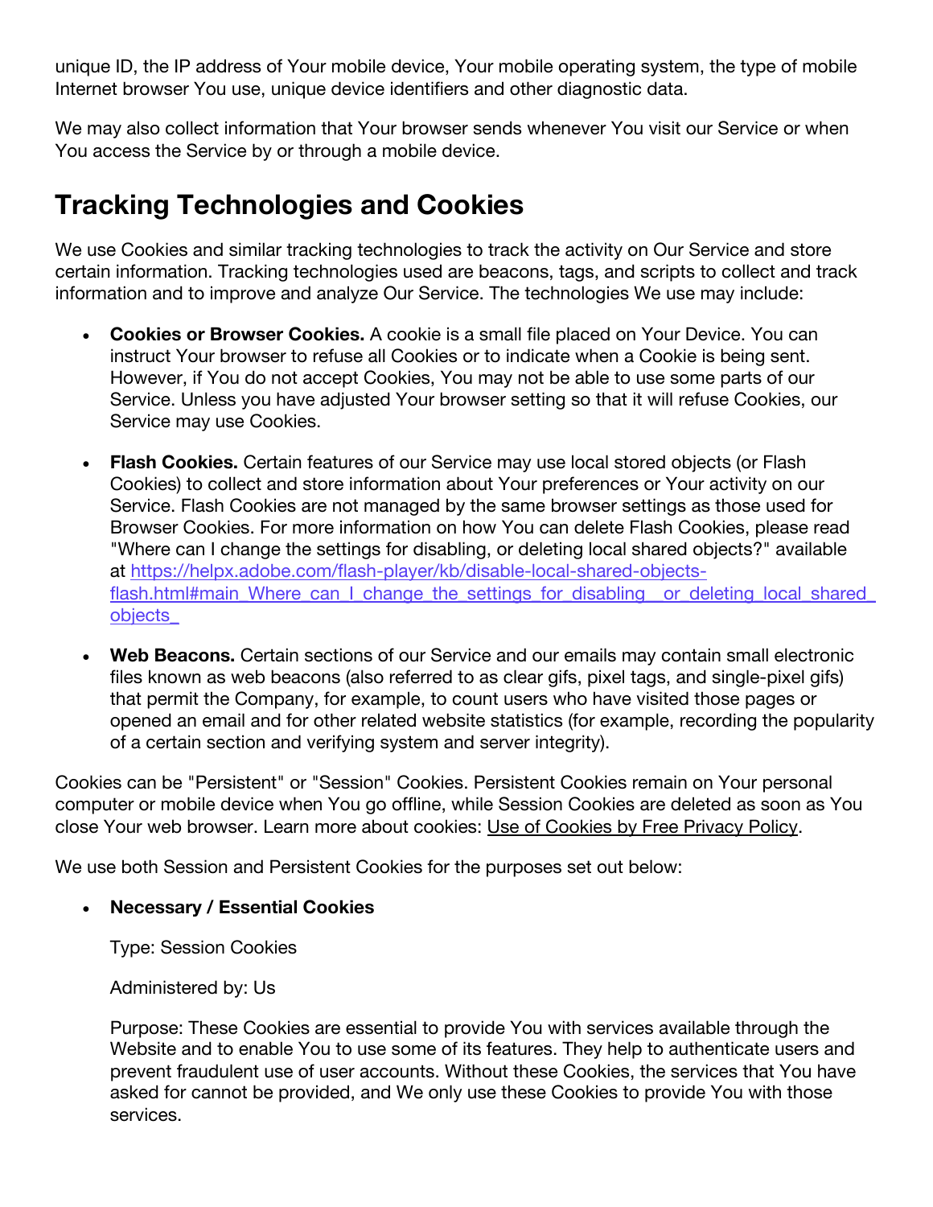unique ID, the IP address of Your mobile device, Your mobile operating system, the type of mobile Internet browser You use, unique device identifiers and other diagnostic data.

We may also collect information that Your browser sends whenever You visit our Service or when You access the Service by or through a mobile device.

## Tracking Technologies and Cookies

We use Cookies and similar tracking technologies to track the activity on Our Service and store certain information. Tracking technologies used are beacons, tags, and scripts to collect and track information and to improve and analyze Our Service. The technologies We use may include:

- **Cookies or Browser Cookies.** A cookie is a small file placed on Your Device. You can instruct Your browser to refuse all Cookies or to indicate when a Cookie is being sent. However, if You do not accept Cookies, You may not be able to use some parts of our Service. Unless you have adjusted Your browser setting so that it will refuse Cookies, our Service may use Cookies.
- **Flash Cookies.** Certain features of our Service may use local stored objects (or Flash Cookies) to collect and store information about Your preferences or Your activity on our Service. Flash Cookies are not managed by the same browser settings as those used for Browser Cookies. For more information on how You can delete Flash Cookies, please read "Where can I change the settings for disabling, or deleting local shared objects?" available at [https://helpx.adobe.com/flash-player/kb/disable-local-shared-objects-flash.html#main_Where_can_I_change_the_settings_for_disabling__or_deleting_local_shared_objects_](https://helpx.adobe.com/flash-player/kb/disable-local-shared-objects-flash.html#main_Where_can_I_change_the_settings_for_disabling__or_deleting_local_shared_objects_)
- **Web Beacons.** Certain sections of our Service and our emails may contain small electronic files known as web beacons (also referred to as clear gifs, pixel tags, and single-pixel gifs) that permit the Company, for example, to count users who have visited those pages or opened an email and for other related website statistics (for example, recording the popularity of a certain section and verifying system and server integrity).

Cookies can be "Persistent" or "Session" Cookies. Persistent Cookies remain on Your personal computer or mobile device when You go offline, while Session Cookies are deleted as soon as You close Your web browser. Learn more about cookies: Use of Cookies by Free Privacy Policy.

We use both Session and Persistent Cookies for the purposes set out below:

- **Necessary / Essential Cookies**

  Type: Session Cookies

  Administered by: Us

  Purpose: These Cookies are essential to provide You with services available through the Website and to enable You to use some of its features. They help to authenticate users and prevent fraudulent use of user accounts. Without these Cookies, the services that You have asked for cannot be provided, and We only use these Cookies to provide You with those services.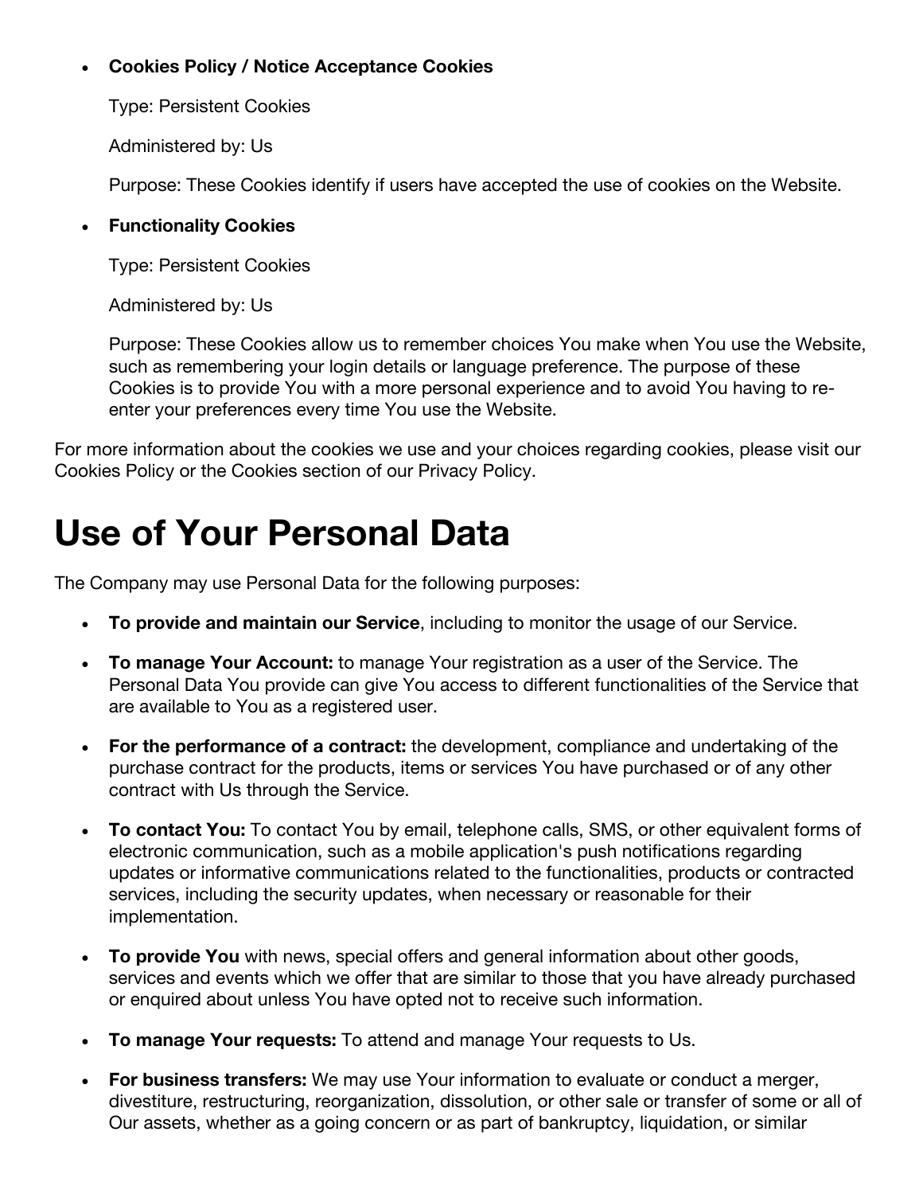- **Cookies Policy / Notice Acceptance Cookies**

  Type: Persistent Cookies

  Administered by: Us

  Purpose: These Cookies identify if users have accepted the use of cookies on the Website.

- **Functionality Cookies**

  Type: Persistent Cookies

  Administered by: Us

  Purpose: These Cookies allow us to remember choices You make when You use the Website, such as remembering your login details or language preference. The purpose of these Cookies is to provide You with a more personal experience and to avoid You having to re-enter your preferences every time You use the Website.

For more information about the cookies we use and your choices regarding cookies, please visit our Cookies Policy or the Cookies section of our Privacy Policy.

# Use of Your Personal Data

The Company may use Personal Data for the following purposes:

- **To provide and maintain our Service**, including to monitor the usage of our Service.
- **To manage Your Account:** to manage Your registration as a user of the Service. The Personal Data You provide can give You access to different functionalities of the Service that are available to You as a registered user.
- **For the performance of a contract:** the development, compliance and undertaking of the purchase contract for the products, items or services You have purchased or of any other contract with Us through the Service.
- **To contact You:** To contact You by email, telephone calls, SMS, or other equivalent forms of electronic communication, such as a mobile application's push notifications regarding updates or informative communications related to the functionalities, products or contracted services, including the security updates, when necessary or reasonable for their implementation.
- **To provide You** with news, special offers and general information about other goods, services and events which we offer that are similar to those that you have already purchased or enquired about unless You have opted not to receive such information.
- **To manage Your requests:** To attend and manage Your requests to Us.
- **For business transfers:** We may use Your information to evaluate or conduct a merger, divestiture, restructuring, reorganization, dissolution, or other sale or transfer of some or all of Our assets, whether as a going concern or as part of bankruptcy, liquidation, or similar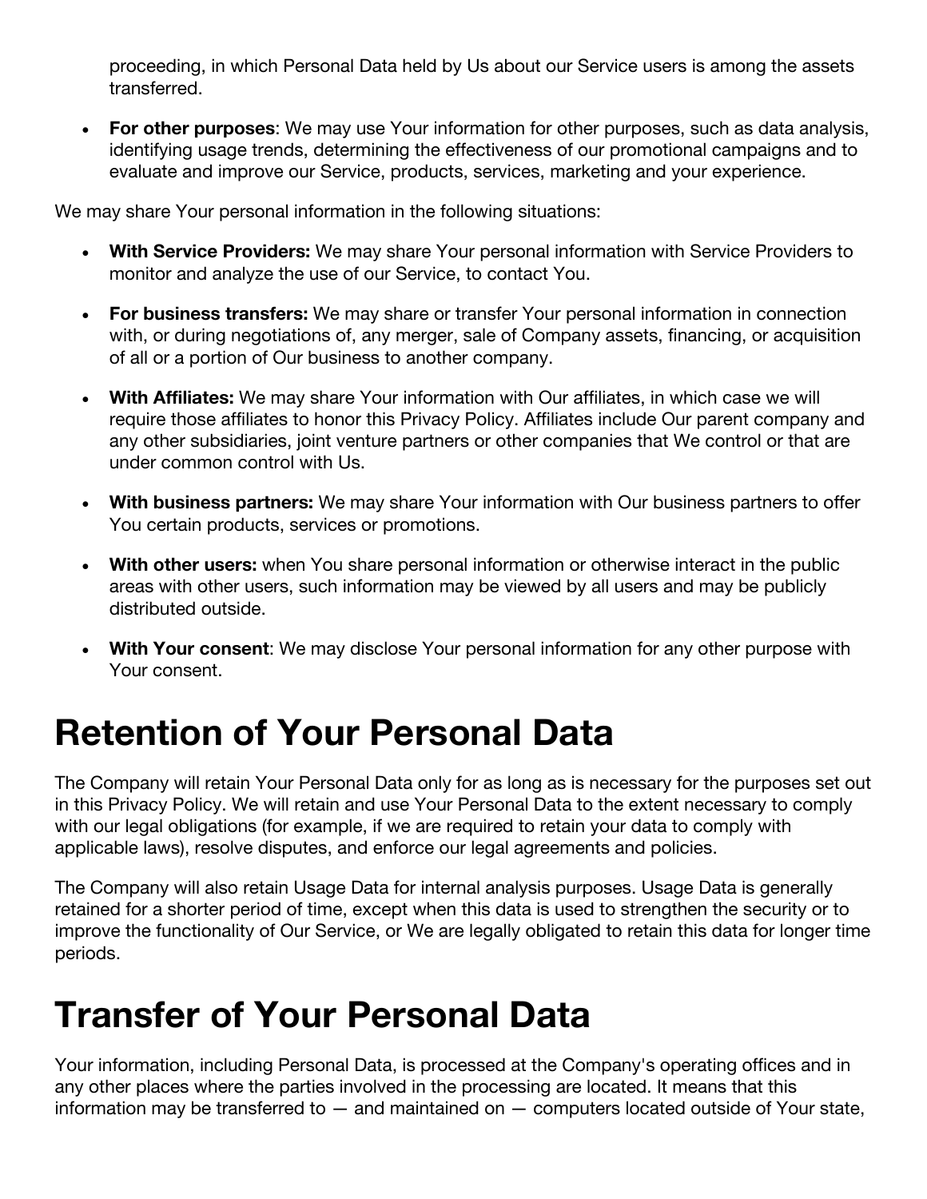proceeding, in which Personal Data held by Us about our Service users is among the assets transferred.

- **For other purposes**: We may use Your information for other purposes, such as data analysis, identifying usage trends, determining the effectiveness of our promotional campaigns and to evaluate and improve our Service, products, services, marketing and your experience.

We may share Your personal information in the following situations:

- **With Service Providers:** We may share Your personal information with Service Providers to monitor and analyze the use of our Service, to contact You.
- **For business transfers:** We may share or transfer Your personal information in connection with, or during negotiations of, any merger, sale of Company assets, financing, or acquisition of all or a portion of Our business to another company.
- **With Affiliates:** We may share Your information with Our affiliates, in which case we will require those affiliates to honor this Privacy Policy. Affiliates include Our parent company and any other subsidiaries, joint venture partners or other companies that We control or that are under common control with Us.
- **With business partners:** We may share Your information with Our business partners to offer You certain products, services or promotions.
- **With other users:** when You share personal information or otherwise interact in the public areas with other users, such information may be viewed by all users and may be publicly distributed outside.
- **With Your consent**: We may disclose Your personal information for any other purpose with Your consent.

# Retention of Your Personal Data

The Company will retain Your Personal Data only for as long as is necessary for the purposes set out in this Privacy Policy. We will retain and use Your Personal Data to the extent necessary to comply with our legal obligations (for example, if we are required to retain your data to comply with applicable laws), resolve disputes, and enforce our legal agreements and policies.

The Company will also retain Usage Data for internal analysis purposes. Usage Data is generally retained for a shorter period of time, except when this data is used to strengthen the security or to improve the functionality of Our Service, or We are legally obligated to retain this data for longer time periods.

# Transfer of Your Personal Data

Your information, including Personal Data, is processed at the Company's operating offices and in any other places where the parties involved in the processing are located. It means that this information may be transferred to — and maintained on — computers located outside of Your state,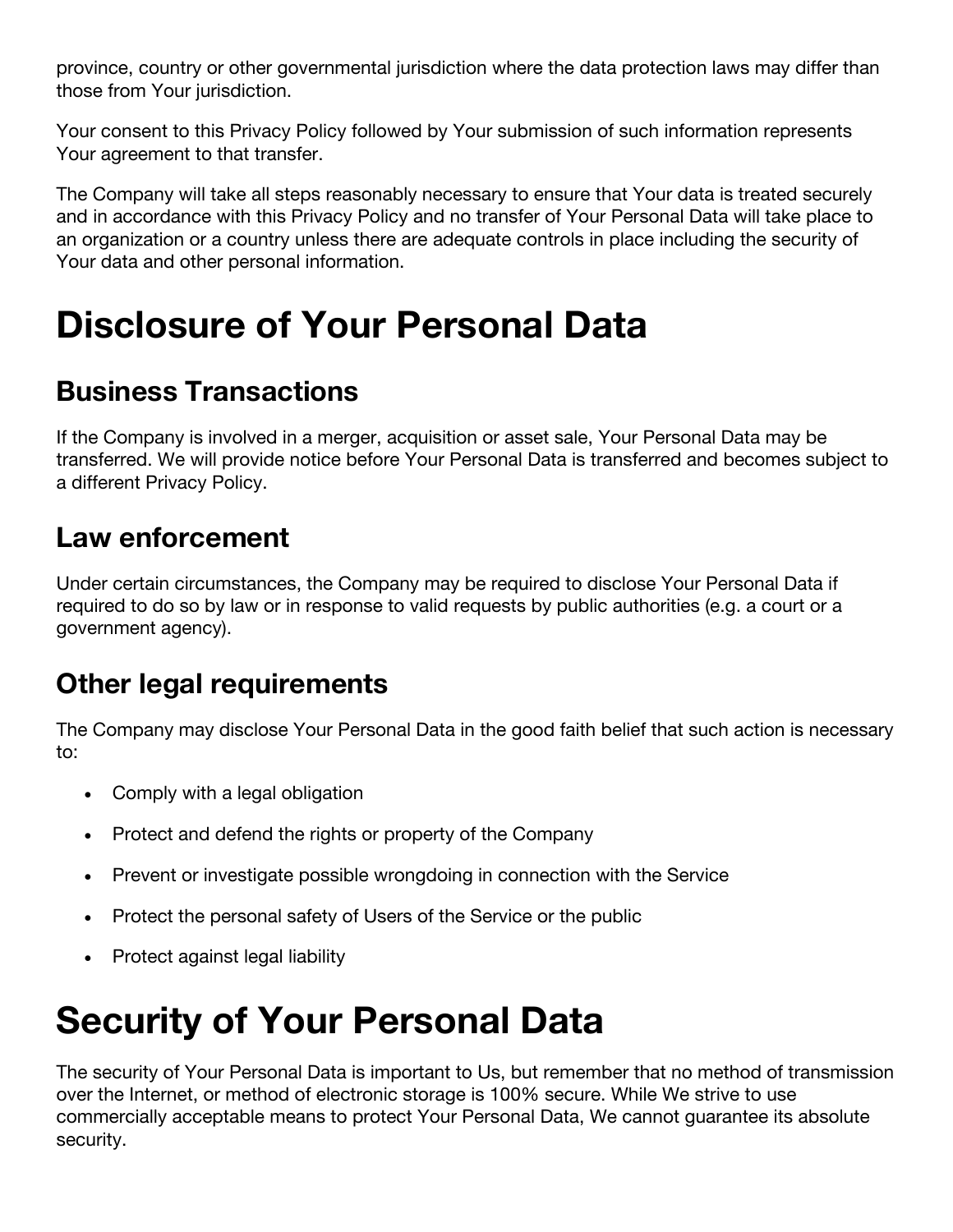province, country or other governmental jurisdiction where the data protection laws may differ than those from Your jurisdiction.

Your consent to this Privacy Policy followed by Your submission of such information represents Your agreement to that transfer.

The Company will take all steps reasonably necessary to ensure that Your data is treated securely and in accordance with this Privacy Policy and no transfer of Your Personal Data will take place to an organization or a country unless there are adequate controls in place including the security of Your data and other personal information.

# Disclosure of Your Personal Data

## Business Transactions

If the Company is involved in a merger, acquisition or asset sale, Your Personal Data may be transferred. We will provide notice before Your Personal Data is transferred and becomes subject to a different Privacy Policy.

## Law enforcement

Under certain circumstances, the Company may be required to disclose Your Personal Data if required to do so by law or in response to valid requests by public authorities (e.g. a court or a government agency).

## Other legal requirements

The Company may disclose Your Personal Data in the good faith belief that such action is necessary to:

- Comply with a legal obligation
- Protect and defend the rights or property of the Company
- Prevent or investigate possible wrongdoing in connection with the Service
- Protect the personal safety of Users of the Service or the public
- Protect against legal liability

# Security of Your Personal Data

The security of Your Personal Data is important to Us, but remember that no method of transmission over the Internet, or method of electronic storage is 100% secure. While We strive to use commercially acceptable means to protect Your Personal Data, We cannot guarantee its absolute security.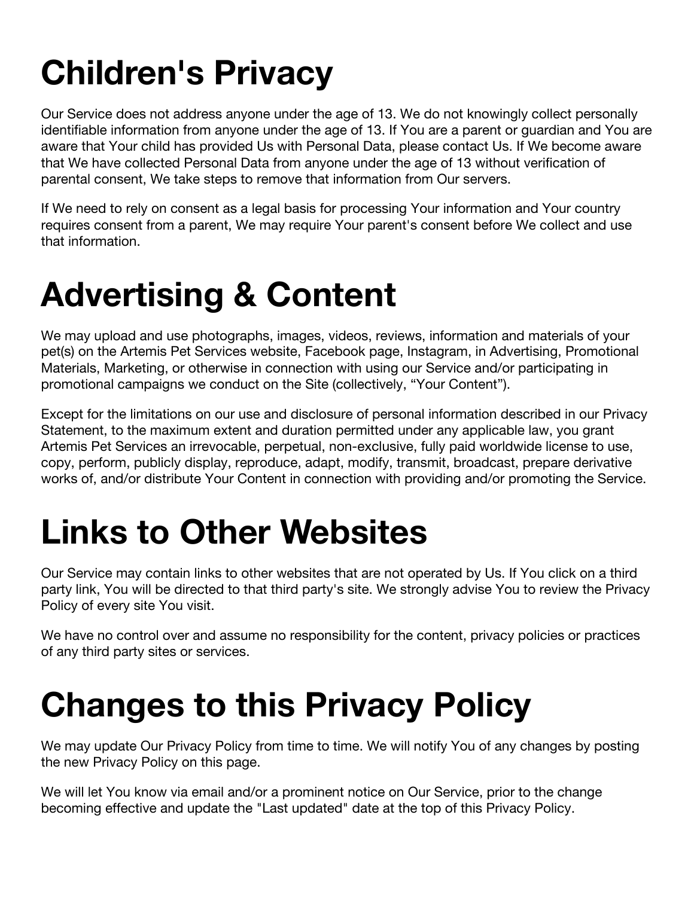# Children's Privacy

Our Service does not address anyone under the age of 13. We do not knowingly collect personally identifiable information from anyone under the age of 13. If You are a parent or guardian and You are aware that Your child has provided Us with Personal Data, please contact Us. If We become aware that We have collected Personal Data from anyone under the age of 13 without verification of parental consent, We take steps to remove that information from Our servers.

If We need to rely on consent as a legal basis for processing Your information and Your country requires consent from a parent, We may require Your parent's consent before We collect and use that information.

# Advertising & Content

We may upload and use photographs, images, videos, reviews, information and materials of your pet(s) on the Artemis Pet Services website, Facebook page, Instagram, in Advertising, Promotional Materials, Marketing, or otherwise in connection with using our Service and/or participating in promotional campaigns we conduct on the Site (collectively, “Your Content”).

Except for the limitations on our use and disclosure of personal information described in our Privacy Statement, to the maximum extent and duration permitted under any applicable law, you grant Artemis Pet Services an irrevocable, perpetual, non-exclusive, fully paid worldwide license to use, copy, perform, publicly display, reproduce, adapt, modify, transmit, broadcast, prepare derivative works of, and/or distribute Your Content in connection with providing and/or promoting the Service.

# Links to Other Websites

Our Service may contain links to other websites that are not operated by Us. If You click on a third party link, You will be directed to that third party's site. We strongly advise You to review the Privacy Policy of every site You visit.

We have no control over and assume no responsibility for the content, privacy policies or practices of any third party sites or services.

# Changes to this Privacy Policy

We may update Our Privacy Policy from time to time. We will notify You of any changes by posting the new Privacy Policy on this page.

We will let You know via email and/or a prominent notice on Our Service, prior to the change becoming effective and update the "Last updated" date at the top of this Privacy Policy.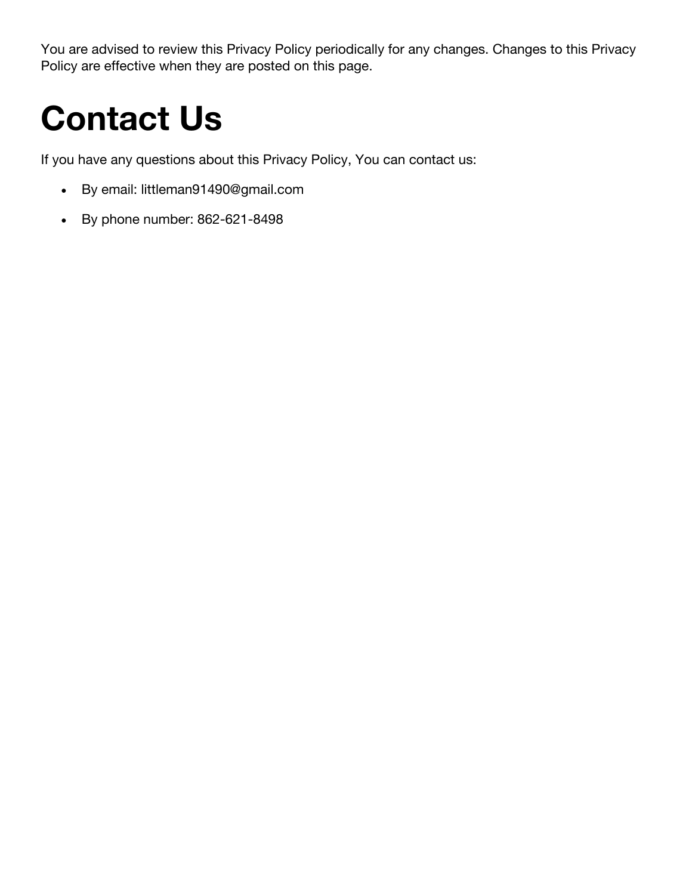You are advised to review this Privacy Policy periodically for any changes. Changes to this Privacy Policy are effective when they are posted on this page.

# Contact Us

If you have any questions about this Privacy Policy, You can contact us:

- By email: littleman91490@gmail.com
- By phone number: 862-621-8498